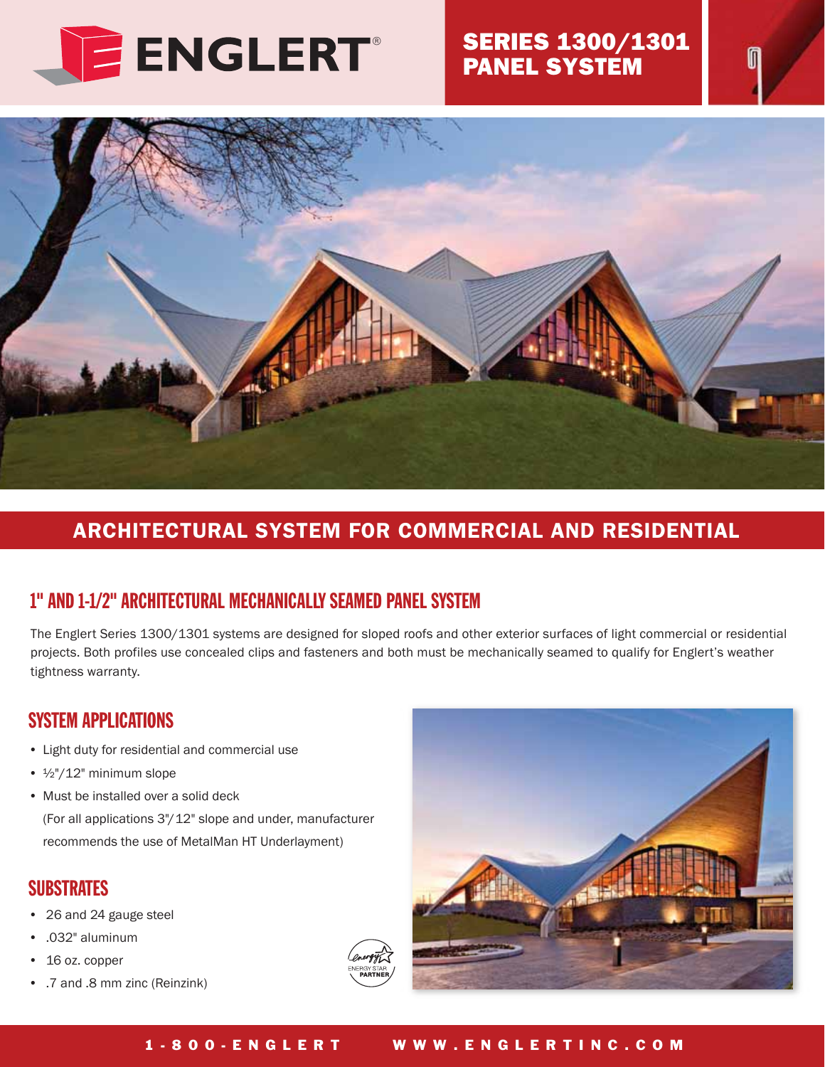# ENGLERT®

## SERIES 1300/1301 PANEL SYSTEM

## ARCHITECTURAL SYSTEM FOR COMMERCIAL AND RESIDENTIAL

### 1" AND 1-1/2" ARCHITECTURAL MECHANICALLY SEAMED PANEL SYSTEM

The Englert Series 1300/1301 systems are designed for sloped roofs and other exterior surfaces of light commercial or residential projects. Both profiles use concealed clips and fasteners and both must be mechanically seamed to qualify for Englert's weather tightness warranty.

### SYSTEM APPLICATIONS

- Light duty for residential and commercial use
- ½"/12" minimum slope
- Must be installed over a solid deck (For all applications 3"/12" slope and under, manufacturer recommends the use of MetalMan HT Underlayment)

### SUBSTRATES

- 26 and 24 gauge steel
- .032" aluminum
- 16 oz. copper
- .7 and .8 mm zinc (Reinzink)

ENERGY STAR PARTNER

1-800-ENGLERT WWW.ENGLERTINC.COM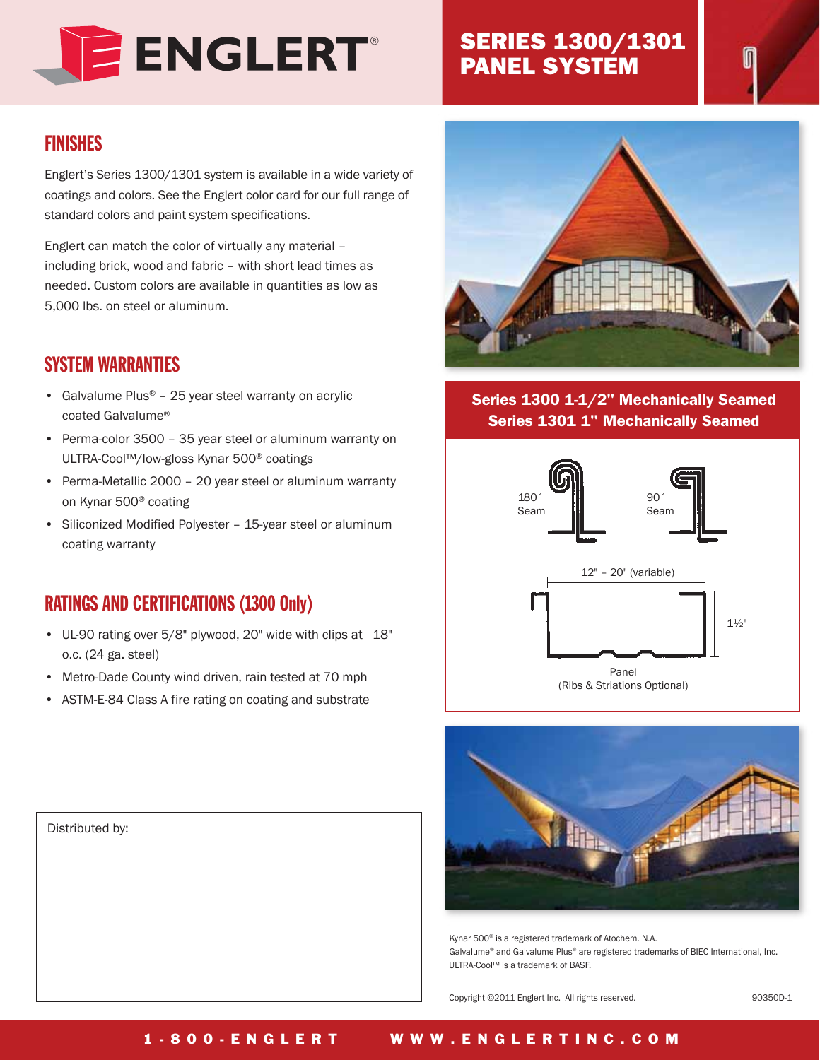# SERIES 1300/1301 PANEL SYSTEM

## FINISHES

Englert's Series 1300/1301 system is available in a wide variety of coatings and colors. See the Englert color card for our full range of standard colors and paint system specifications.

Englert can match the color of virtually any material – including brick, wood and fabric – with short lead times as needed. Custom colors are available in quantities as low as 5,000 lbs. on steel or aluminum.

## SYSTEM WARRANTIES

- Galvalume Plus® – 25 year steel warranty on acrylic coated Galvalume®
- Perma-color 3500 – 35 year steel or aluminum warranty on ULTRA-Cool™/low-gloss Kynar 500® coatings
- Perma-Metallic 2000 – 20 year steel or aluminum warranty on Kynar 500® coating
- Siliconized Modified Polyester – 15-year steel or aluminum coating warranty

## RATINGS AND CERTIFICATIONS (1300 Only)

- UL-90 rating over 5/8" plywood, 20" wide with clips at 18" o.c. (24 ga. steel)
- Metro-Dade County wind driven, rain tested at 70 mph
- ASTM-E-84 Class A fire rating on coating and substrate

Distributed by:

**Series 1300 1-1/2" Mechanically Seamed**
**Series 1301 1" Mechanically Seamed**

180˚ Seam

90˚ Seam

12" – 20" (variable)

1½"

Panel
(Ribs & Striations Optional)

Kynar 500® is a registered trademark of Atochem. N.A.
Galvalume® and Galvalume Plus® are registered trademarks of BIEC International, Inc.
ULTRA-Cool™ is a trademark of BASF.

Copyright ©2011 Englert Inc. All rights reserved. 90350D-1

1-800-ENGLERT WWW.ENGLERTINC.COM